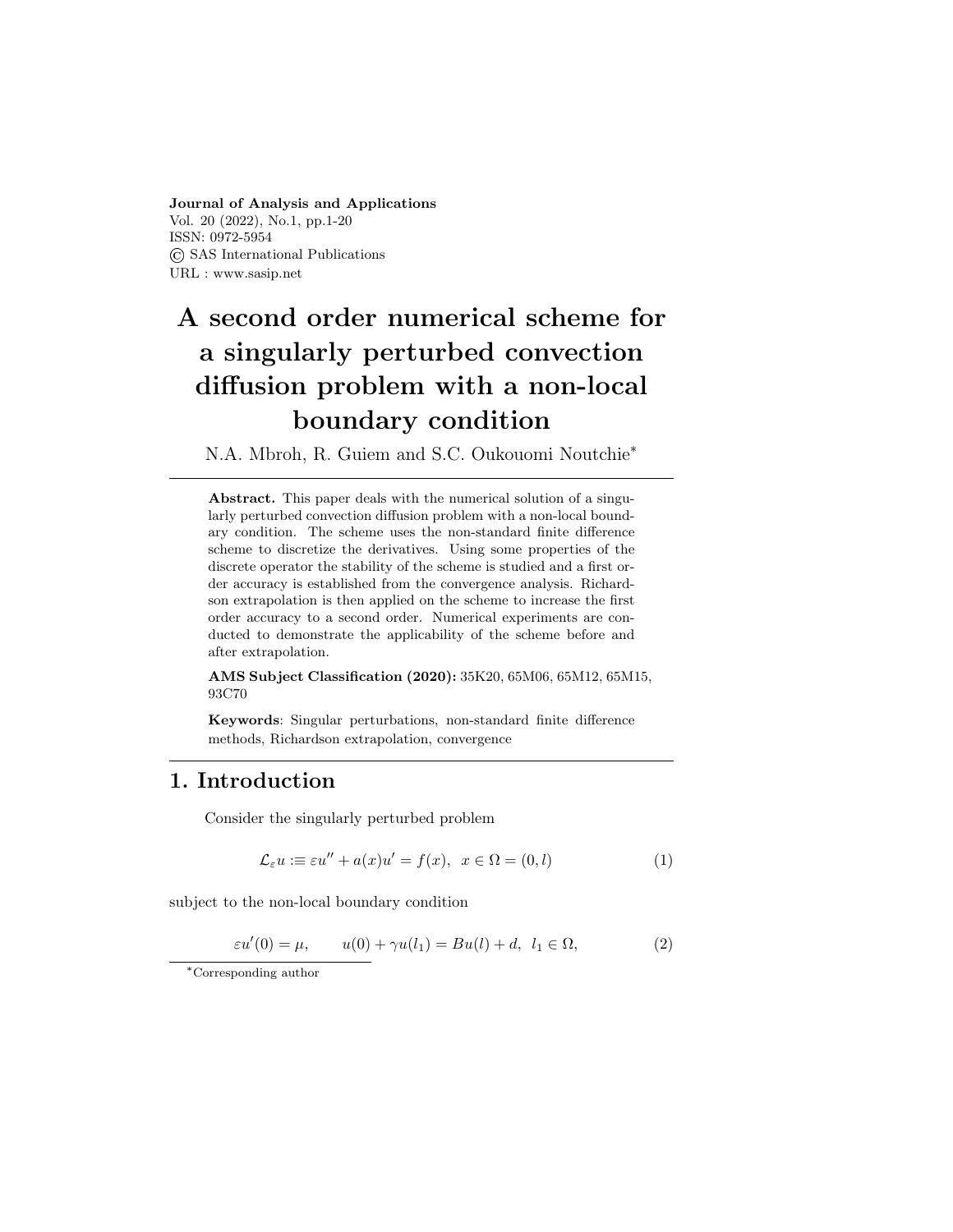**Journal of Analysis and Applications**
Vol. 20 (2022), No.1, pp.1-20
ISSN: 0972-5954
© SAS International Publications
URL : www.sasip.net

# A second order numerical scheme for a singularly perturbed convection diffusion problem with a non-local boundary condition

N.A. Mbroh, R. Guiem and S.C. Oukouomi Noutchie*

---

**Abstract.** This paper deals with the numerical solution of a singularly perturbed convection diffusion problem with a non-local boundary condition. The scheme uses the non-standard finite difference scheme to discretize the derivatives. Using some properties of the discrete operator the stability of the scheme is studied and a first order accuracy is established from the convergence analysis. Richardson extrapolation is then applied on the scheme to increase the first order accuracy to a second order. Numerical experiments are conducted to demonstrate the applicability of the scheme before and after extrapolation.

**AMS Subject Classification (2020):** 35K20, 65M06, 65M12, 65M15, 93C70

**Keywords**: Singular perturbations, non-standard finite difference methods, Richardson extrapolation, convergence

---

## 1. Introduction

Consider the singularly perturbed problem

$$\mathcal{L}_\varepsilon u :\equiv \varepsilon u'' + a(x)u' = f(x), \;\; x \in \Omega = (0, l) \tag{1}$$

subject to the non-local boundary condition

$$\varepsilon u'(0) = \mu, \qquad u(0) + \gamma u(l_1) = Bu(l) + d, \;\; l_1 \in \Omega, \tag{2}$$

*Corresponding author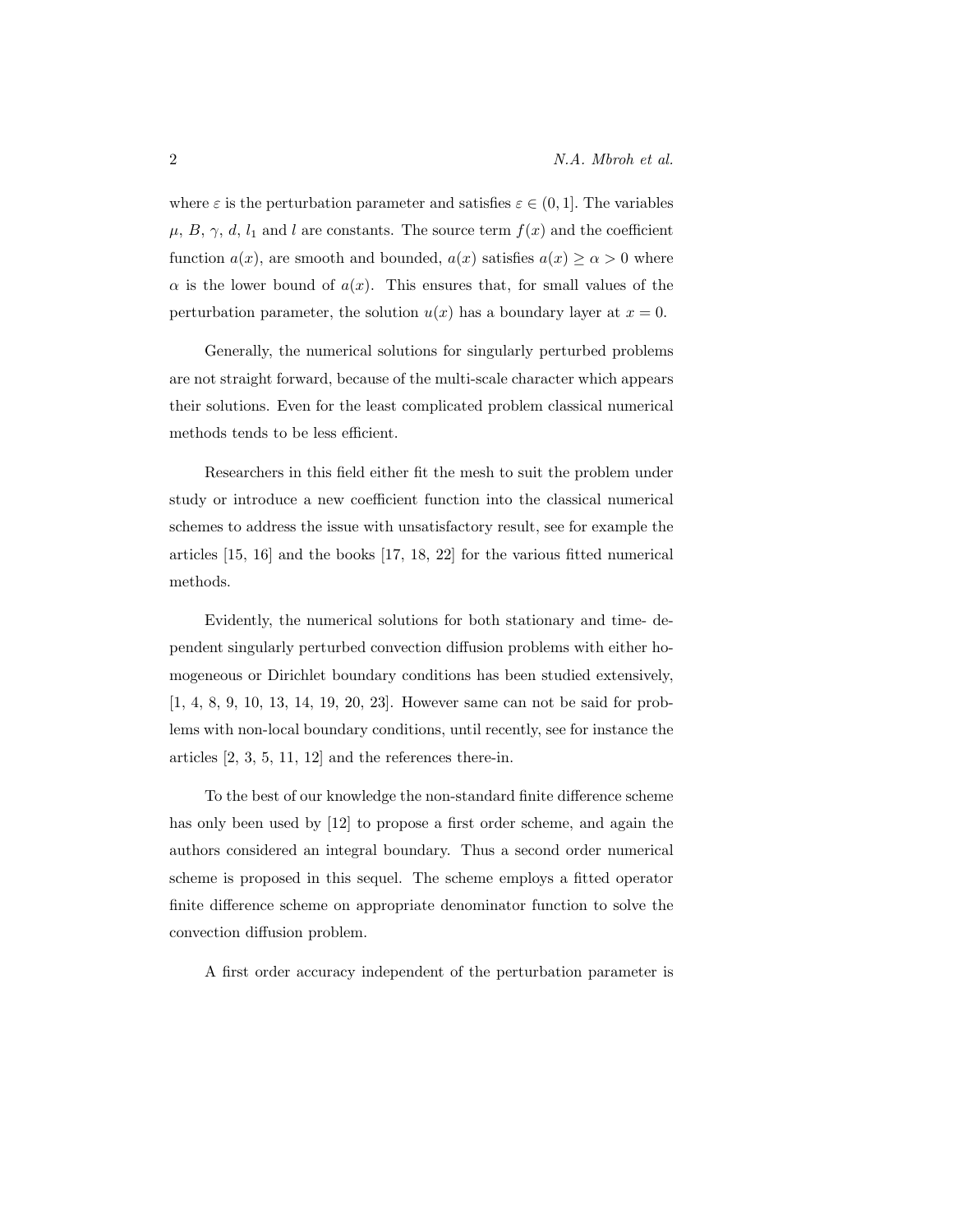where $\varepsilon$ is the perturbation parameter and satisfies $\varepsilon \in (0, 1]$. The variables $\mu$, $B$, $\gamma$, $d$, $l_1$ and $l$ are constants. The source term $f(x)$ and the coefficient function $a(x)$, are smooth and bounded, $a(x)$ satisfies $a(x) \geq \alpha > 0$ where $\alpha$ is the lower bound of $a(x)$. This ensures that, for small values of the perturbation parameter, the solution $u(x)$ has a boundary layer at $x = 0$.

Generally, the numerical solutions for singularly perturbed problems are not straight forward, because of the multi-scale character which appears their solutions. Even for the least complicated problem classical numerical methods tends to be less efficient.

Researchers in this field either fit the mesh to suit the problem under study or introduce a new coefficient function into the classical numerical schemes to address the issue with unsatisfactory result, see for example the articles [15, 16] and the books [17, 18, 22] for the various fitted numerical methods.

Evidently, the numerical solutions for both stationary and time- dependent singularly perturbed convection diffusion problems with either homogeneous or Dirichlet boundary conditions has been studied extensively, [1, 4, 8, 9, 10, 13, 14, 19, 20, 23]. However same can not be said for problems with non-local boundary conditions, until recently, see for instance the articles [2, 3, 5, 11, 12] and the references there-in.

To the best of our knowledge the non-standard finite difference scheme has only been used by [12] to propose a first order scheme, and again the authors considered an integral boundary. Thus a second order numerical scheme is proposed in this sequel. The scheme employs a fitted operator finite difference scheme on appropriate denominator function to solve the convection diffusion problem.

A first order accuracy independent of the perturbation parameter is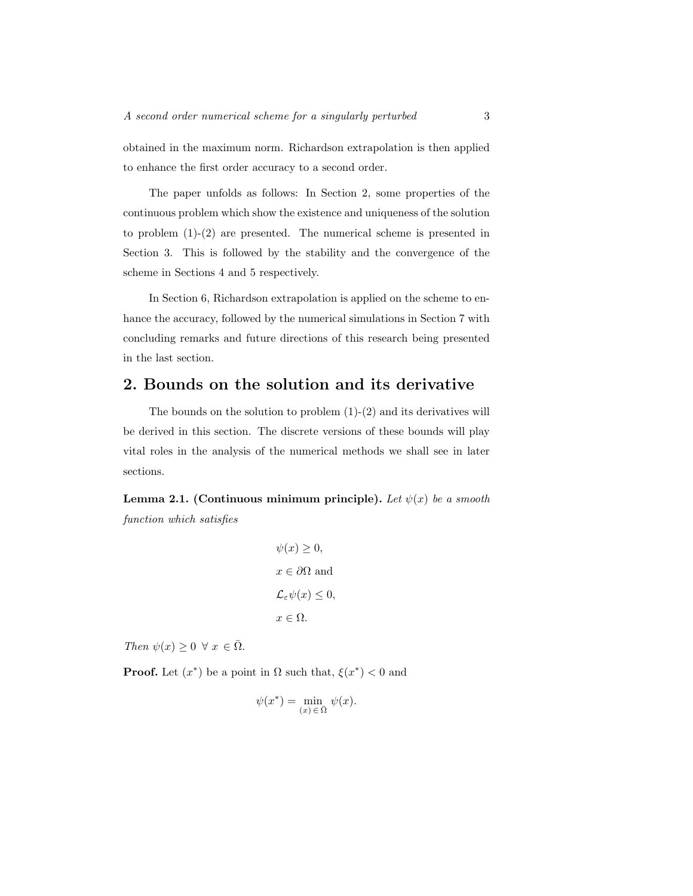obtained in the maximum norm. Richardson extrapolation is then applied to enhance the first order accuracy to a second order.

The paper unfolds as follows: In Section 2, some properties of the continuous problem which show the existence and uniqueness of the solution to problem (1)-(2) are presented. The numerical scheme is presented in Section 3. This is followed by the stability and the convergence of the scheme in Sections 4 and 5 respectively.

In Section 6, Richardson extrapolation is applied on the scheme to enhance the accuracy, followed by the numerical simulations in Section 7 with concluding remarks and future directions of this research being presented in the last section.

## 2. Bounds on the solution and its derivative

The bounds on the solution to problem (1)-(2) and its derivatives will be derived in this section. The discrete versions of these bounds will play vital roles in the analysis of the numerical methods we shall see in later sections.

**Lemma 2.1. (Continuous minimum principle).** *Let $\psi(x)$ be a smooth function which satisfies*

$$
\begin{aligned}
&\psi(x) \geq 0, \\
&x \in \partial\Omega \text{ and} \\
&\mathcal{L}_\varepsilon \psi(x) \leq 0, \\
&x \in \Omega.
\end{aligned}
$$

*Then $\psi(x) \geq 0 \;\; \forall \; x \in \bar{\Omega}$.*

**Proof.** Let $(x^*)$ be a point in $\Omega$ such that, $\xi(x^*) < 0$ and

$$\psi(x^*) = \min_{(x) \in \bar{\Omega}} \psi(x).$$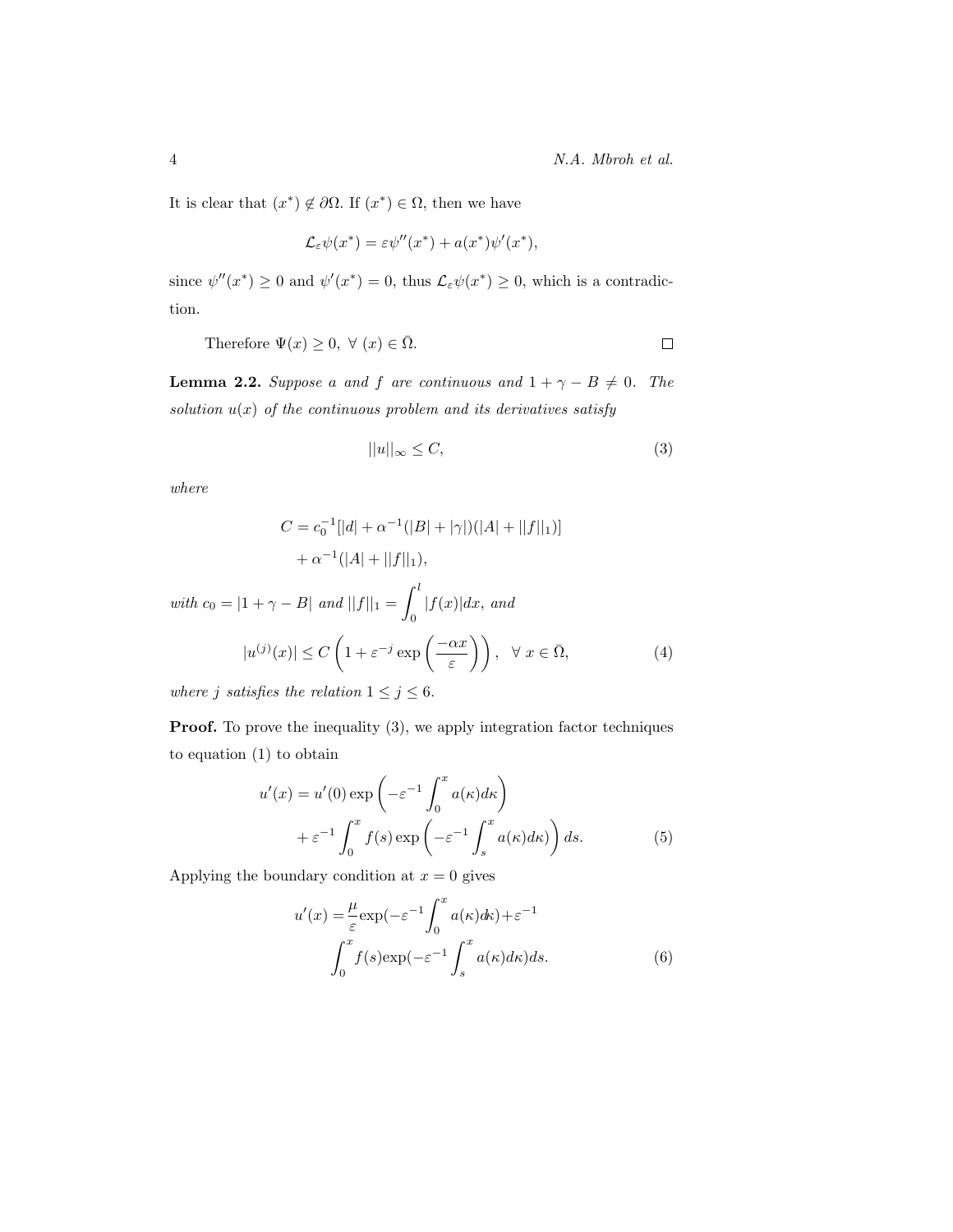It is clear that $(x^*) \notin \partial\Omega$. If $(x^*) \in \Omega$, then we have

$$\mathcal{L}_\varepsilon \psi(x^*) = \varepsilon \psi''(x^*) + a(x^*)\psi'(x^*),$$

since $\psi''(x^*) \geq 0$ and $\psi'(x^*) = 0$, thus $\mathcal{L}_\varepsilon \psi(x^*) \geq 0$, which is a contradiction.

Therefore $\Psi(x) \geq 0, \ \forall \ (x) \in \bar{\Omega}$. □

**Lemma 2.2.** *Suppose $a$ and $f$ are continuous and $1 + \gamma - B \neq 0$. The solution $u(x)$ of the continuous problem and its derivatives satisfy*

$$||u||_\infty \leq C, \tag{3}$$

*where*

$$C = c_0^{-1}[|d| + \alpha^{-1}(|B| + |\gamma|)(|A| + ||f||_1)] + \alpha^{-1}(|A| + ||f||_1),$$

*with $c_0 = |1 + \gamma - B|$ and $||f||_1 = \displaystyle\int_0^l |f(x)|dx$, and*

$$|u^{(j)}(x)| \leq C\left(1 + \varepsilon^{-j} \exp\left(\frac{-\alpha x}{\varepsilon}\right)\right), \quad \forall \ x \in \bar{\Omega}, \tag{4}$$

*where $j$ satisfies the relation $1 \leq j \leq 6$.*

**Proof.** To prove the inequality (3), we apply integration factor techniques to equation (1) to obtain

$$u'(x) = u'(0)\exp\left(-\varepsilon^{-1}\int_0^x a(\kappa)d\kappa\right) + \varepsilon^{-1}\int_0^x f(s)\exp\left(-\varepsilon^{-1}\int_s^x a(\kappa)d\kappa\right)ds. \tag{5}$$

Applying the boundary condition at $x = 0$ gives

$$u'(x) = \frac{\mu}{\varepsilon}\exp(-\varepsilon^{-1}\int_0^x a(\kappa)d\kappa) + \varepsilon^{-1}\int_0^x f(s)\exp(-\varepsilon^{-1}\int_s^x a(\kappa)d\kappa)ds. \tag{6}$$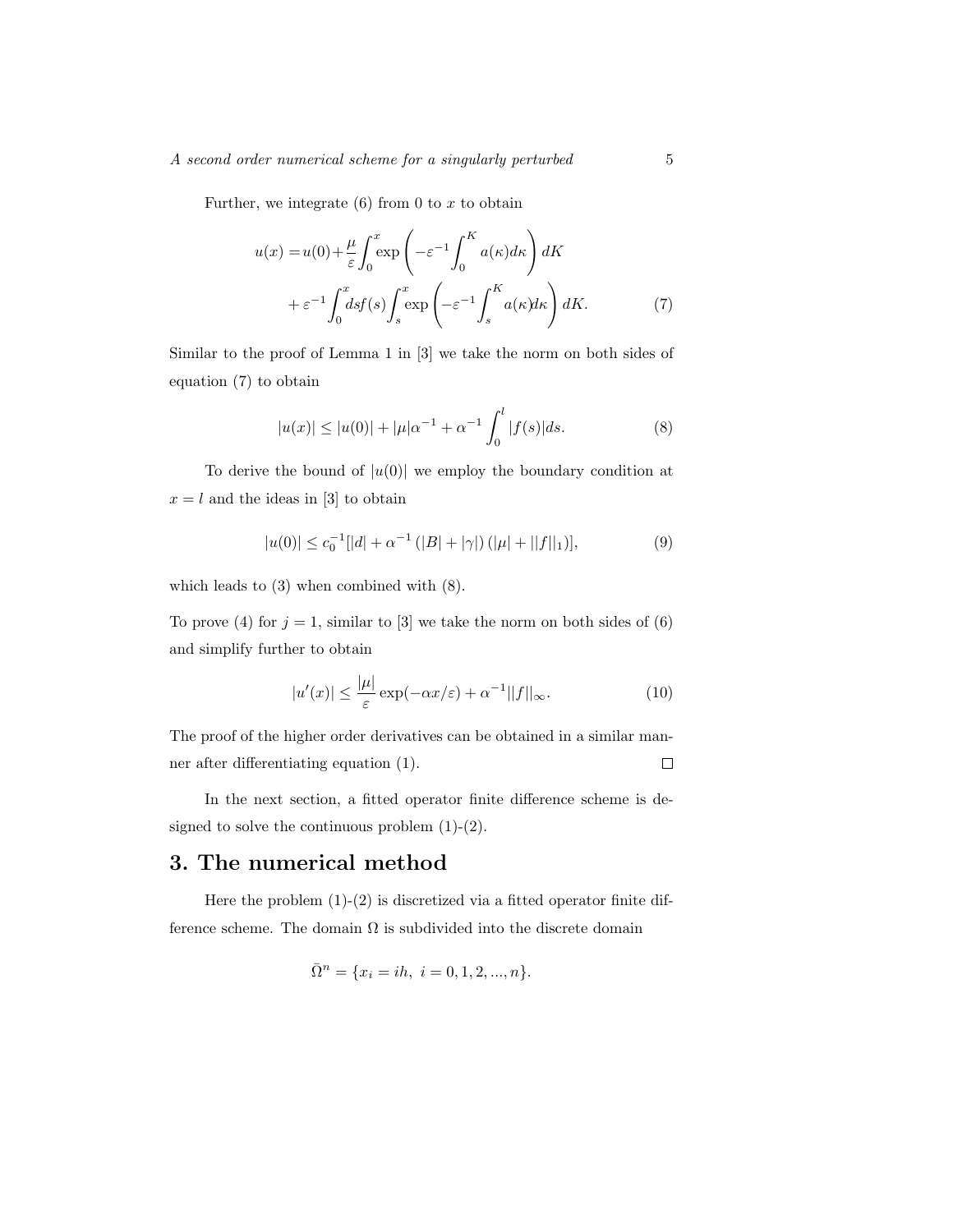Further, we integrate (6) from 0 to $x$ to obtain

$$u(x) = u(0) + \frac{\mu}{\varepsilon}\int_0^x \exp\left(-\varepsilon^{-1}\int_0^K a(\kappa)d\kappa\right)dK$$
$$+ \varepsilon^{-1}\int_0^x ds f(s)\int_s^x \exp\left(-\varepsilon^{-1}\int_s^K a(\kappa)d\kappa\right)dK. \quad (7)$$

Similar to the proof of Lemma 1 in [3] we take the norm on both sides of equation (7) to obtain

$$|u(x)| \le |u(0)| + |\mu|\alpha^{-1} + \alpha^{-1}\int_0^l |f(s)|ds. \quad (8)$$

To derive the bound of $|u(0)|$ we employ the boundary condition at $x = l$ and the ideas in [3] to obtain

$$|u(0)| \le c_0^{-1}[|d| + \alpha^{-1}(|B| + |\gamma|)(|\mu| + ||f||_1)], \quad (9)$$

which leads to (3) when combined with (8).

To prove (4) for $j = 1$, similar to [3] we take the norm on both sides of (6) and simplify further to obtain

$$|u'(x)| \le \frac{|\mu|}{\varepsilon}\exp(-\alpha x/\varepsilon) + \alpha^{-1}||f||_\infty. \quad (10)$$

The proof of the higher order derivatives can be obtained in a similar manner after differentiating equation (1). □

In the next section, a fitted operator finite difference scheme is designed to solve the continuous problem (1)-(2).

## 3. The numerical method

Here the problem (1)-(2) is discretized via a fitted operator finite difference scheme. The domain $\Omega$ is subdivided into the discrete domain

$$\bar{\Omega}^n = \{x_i = ih,\ i = 0, 1, 2, ..., n\}.$$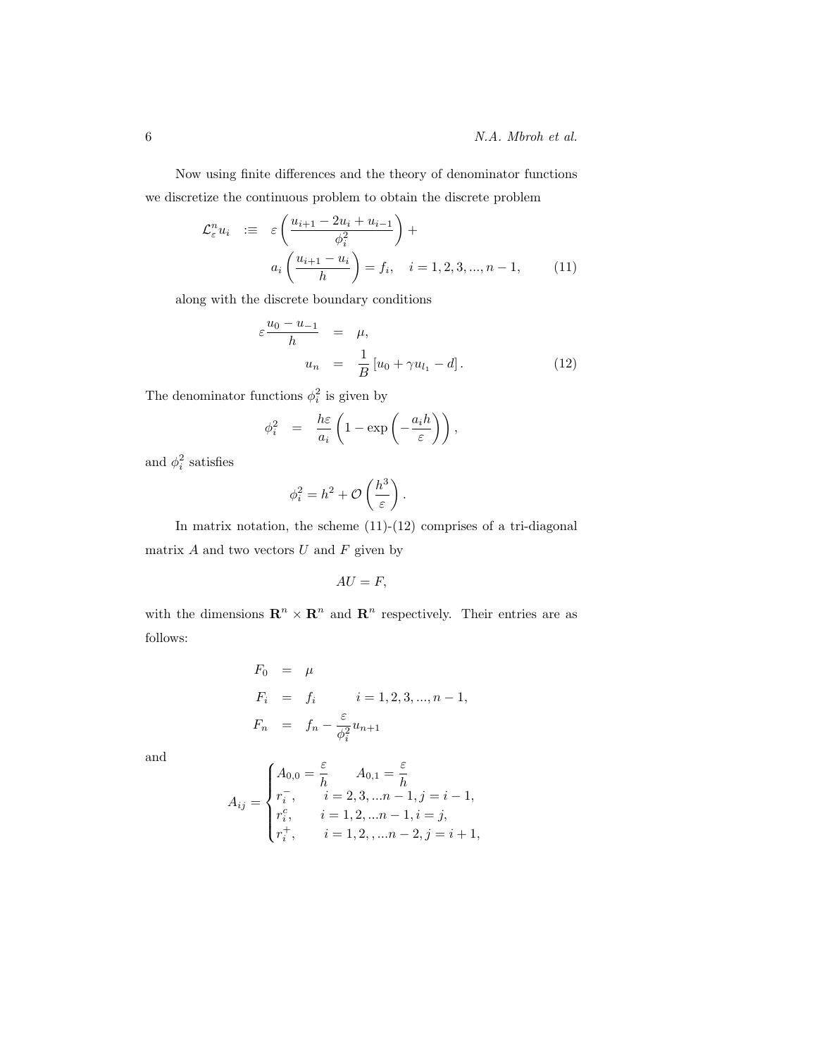Now using finite differences and the theory of denominator functions we discretize the continuous problem to obtain the discrete problem

$$
\begin{aligned}
\mathcal{L}_\varepsilon^n u_i \;\; :\equiv \;\; & \varepsilon\left(\frac{u_{i+1}-2u_i+u_{i-1}}{\phi_i^2}\right)+ \\
& a_i\left(\frac{u_{i+1}-u_i}{h}\right)=f_i, \quad i=1,2,3,...,n-1, \qquad (11)
\end{aligned}
$$

along with the discrete boundary conditions

$$
\begin{aligned}
\varepsilon\frac{u_0-u_{-1}}{h} &= \mu, \\
u_n &= \frac{1}{B}\left[u_0+\gamma u_{l_1}-d\right]. \qquad (12)
\end{aligned}
$$

The denominator functions $\phi_i^2$ is given by

$$
\phi_i^2 \;=\; \frac{h\varepsilon}{a_i}\left(1-\exp\left(-\frac{a_i h}{\varepsilon}\right)\right),
$$

and $\phi_i^2$ satisfies

$$
\phi_i^2 = h^2 + \mathcal{O}\left(\frac{h^3}{\varepsilon}\right).
$$

In matrix notation, the scheme (11)-(12) comprises of a tri-diagonal matrix $A$ and two vectors $U$ and $F$ given by

$$
AU = F,
$$

with the dimensions $\mathbf{R}^n \times \mathbf{R}^n$ and $\mathbf{R}^n$ respectively. Their entries are as follows:

$$
\begin{aligned}
F_0 &= \mu \\
F_i &= f_i \qquad i=1,2,3,...,n-1, \\
F_n &= f_n - \frac{\varepsilon}{\phi_i^2}u_{n+1}
\end{aligned}
$$

and

$$
A_{ij} = \begin{cases}
A_{0,0} = \dfrac{\varepsilon}{h} \qquad A_{0,1} = \dfrac{\varepsilon}{h} \\
r_i^-, \qquad i = 2,3,...n-1, j = i-1, \\
r_i^c, \qquad i = 1,2,...n-1, i = j, \\
r_i^+, \qquad i = 1,2,,...n-2, j = i+1,
\end{cases}
$$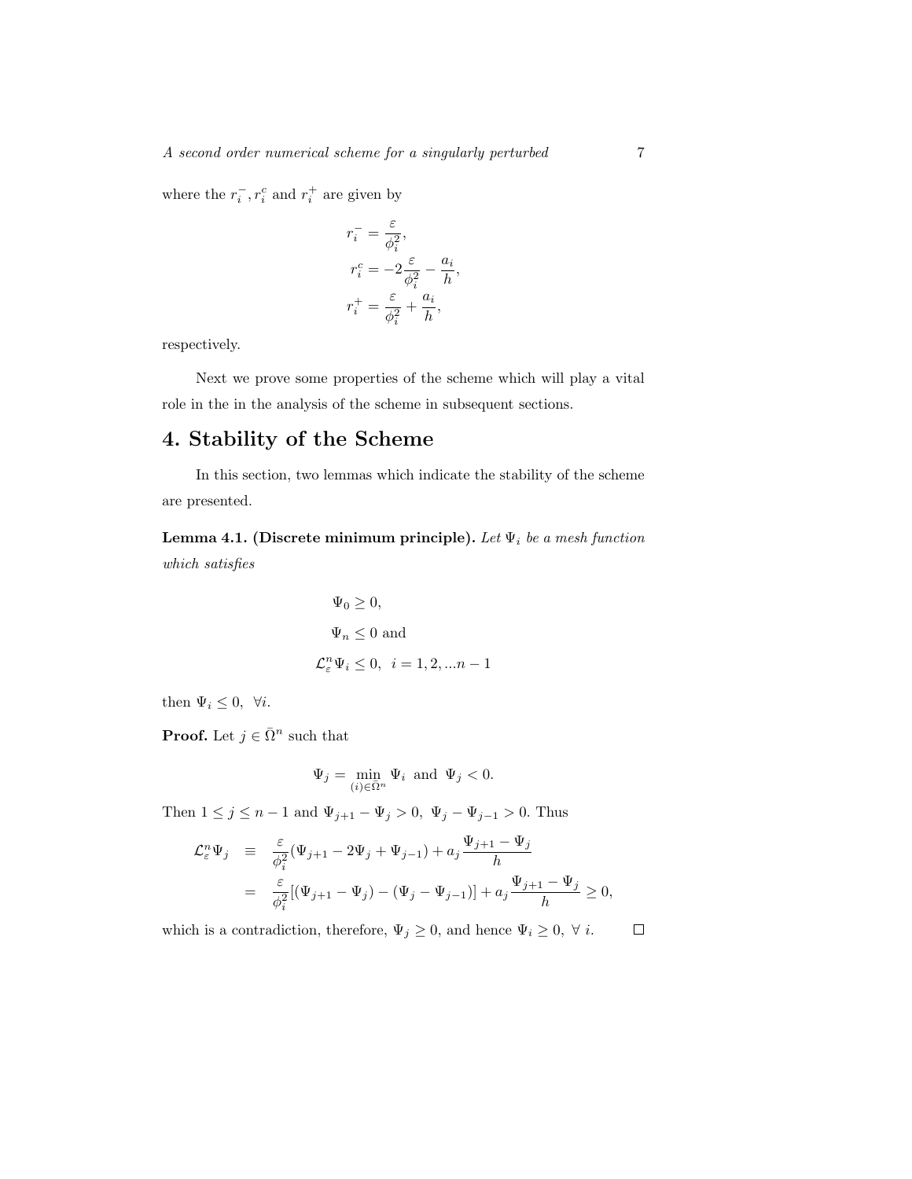where the $r_i^-, r_i^c$ and $r_i^+$ are given by

$$
\begin{aligned}
r_i^- &= \frac{\varepsilon}{\phi_i^2}, \\
r_i^c &= -2\frac{\varepsilon}{\phi_i^2} - \frac{a_i}{h}, \\
r_i^+ &= \frac{\varepsilon}{\phi_i^2} + \frac{a_i}{h},
\end{aligned}
$$

respectively.

Next we prove some properties of the scheme which will play a vital role in the in the analysis of the scheme in subsequent sections.

## 4. Stability of the Scheme

In this section, two lemmas which indicate the stability of the scheme are presented.

**Lemma 4.1. (Discrete minimum principle).** *Let $\Psi_i$ be a mesh function which satisfies*

$$
\begin{aligned}
&\Psi_0 \geq 0, \\
&\Psi_n \leq 0 \text{ and} \\
&\mathcal{L}_\varepsilon^n \Psi_i \leq 0, \;\; i = 1, 2, ...n-1
\end{aligned}
$$

then $\Psi_i \leq 0, \;\; \forall i$.

**Proof.** Let $j \in \bar{\Omega}^n$ such that

$$
\Psi_j = \min_{(i) \in \Omega^n} \Psi_i \;\text{ and }\; \Psi_j < 0.
$$

Then $1 \leq j \leq n-1$ and $\Psi_{j+1} - \Psi_j > 0, \; \Psi_j - \Psi_{j-1} > 0$. Thus

$$
\begin{aligned}
\mathcal{L}_\varepsilon^n \Psi_j &\equiv \frac{\varepsilon}{\phi_i^2}(\Psi_{j+1} - 2\Psi_j + \Psi_{j-1}) + a_j \frac{\Psi_{j+1} - \Psi_j}{h} \\
&= \frac{\varepsilon}{\phi_i^2}[(\Psi_{j+1} - \Psi_j) - (\Psi_j - \Psi_{j-1})] + a_j \frac{\Psi_{j+1} - \Psi_j}{h} \geq 0,
\end{aligned}
$$

which is a contradiction, therefore, $\Psi_j \geq 0$, and hence $\Psi_i \geq 0, \; \forall \; i$. $\square$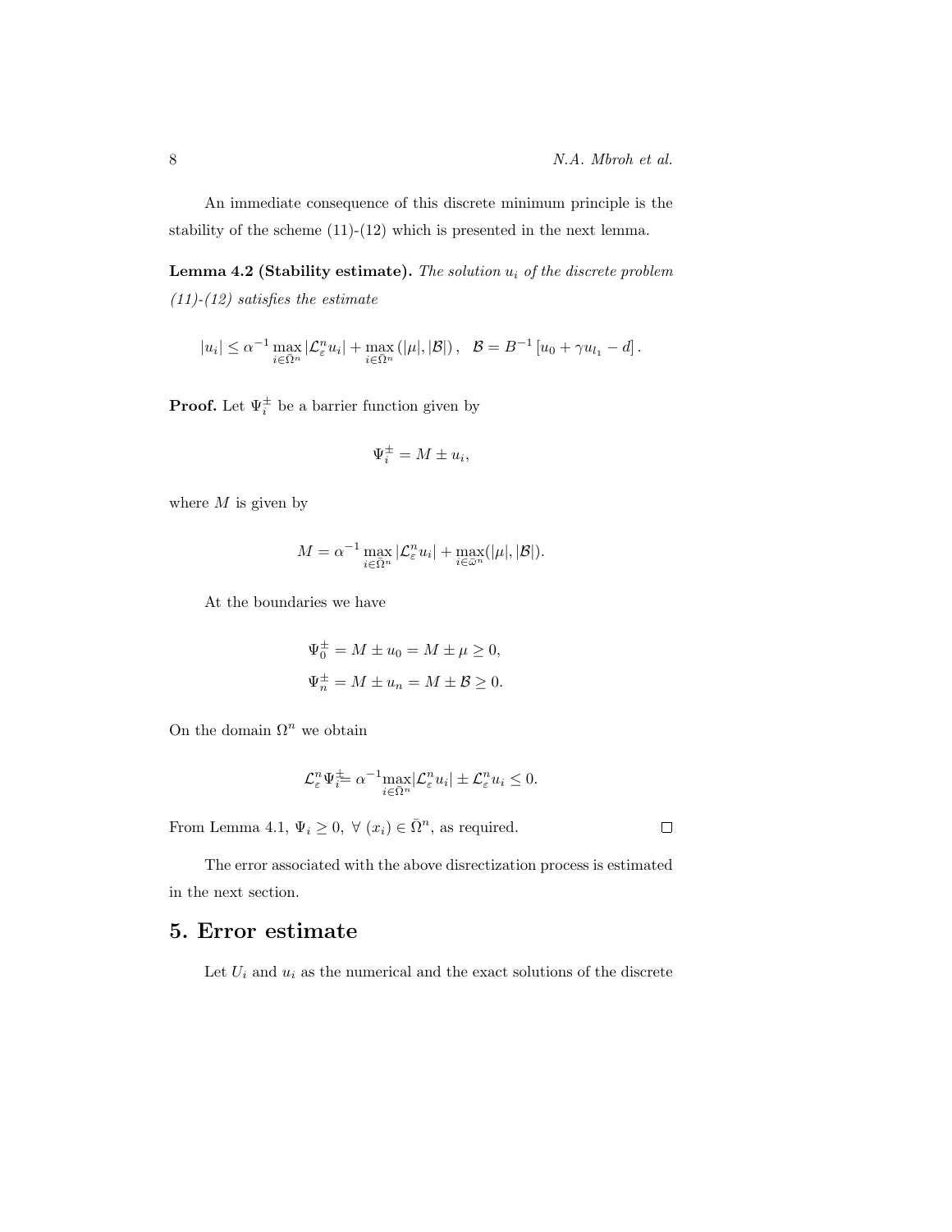An immediate consequence of this discrete minimum principle is the stability of the scheme (11)-(12) which is presented in the next lemma.

**Lemma 4.2 (Stability estimate).** *The solution $u_i$ of the discrete problem (11)-(12) satisfies the estimate*

$$|u_i| \leq \alpha^{-1} \max_{i \in \bar{\Omega}^n} |\mathcal{L}_\varepsilon^n u_i| + \max_{i \in \bar{\Omega}^n} (|\mu|, |\mathcal{B}|), \quad \mathcal{B} = B^{-1} [u_0 + \gamma u_{l_1} - d].$$

**Proof.** Let $\Psi_i^{\pm}$ be a barrier function given by

$$\Psi_i^{\pm} = M \pm u_i,$$

where $M$ is given by

$$M = \alpha^{-1} \max_{i \in \bar{\Omega}^n} |\mathcal{L}_\varepsilon^n u_i| + \max_{i \in \bar{\omega}^n} (|\mu|, |\mathcal{B}|).$$

At the boundaries we have

$$\Psi_0^{\pm} = M \pm u_0 = M \pm \mu \geq 0,$$
$$\Psi_n^{\pm} = M \pm u_n = M \pm \mathcal{B} \geq 0.$$

On the domain $\Omega^n$ we obtain

$$\mathcal{L}_\varepsilon^n \Psi_i^{\pm} = \alpha^{-1} \max_{i \in \bar{\Omega}^n} |\mathcal{L}_\varepsilon^n u_i| \pm \mathcal{L}_\varepsilon^n u_i \leq 0.$$

From Lemma 4.1, $\Psi_i \geq 0, \ \forall \ (x_i) \in \bar{\Omega}^n$, as required. $\square$

The error associated with the above disrectization process is estimated in the next section.

## 5. Error estimate

Let $U_i$ and $u_i$ as the numerical and the exact solutions of the discrete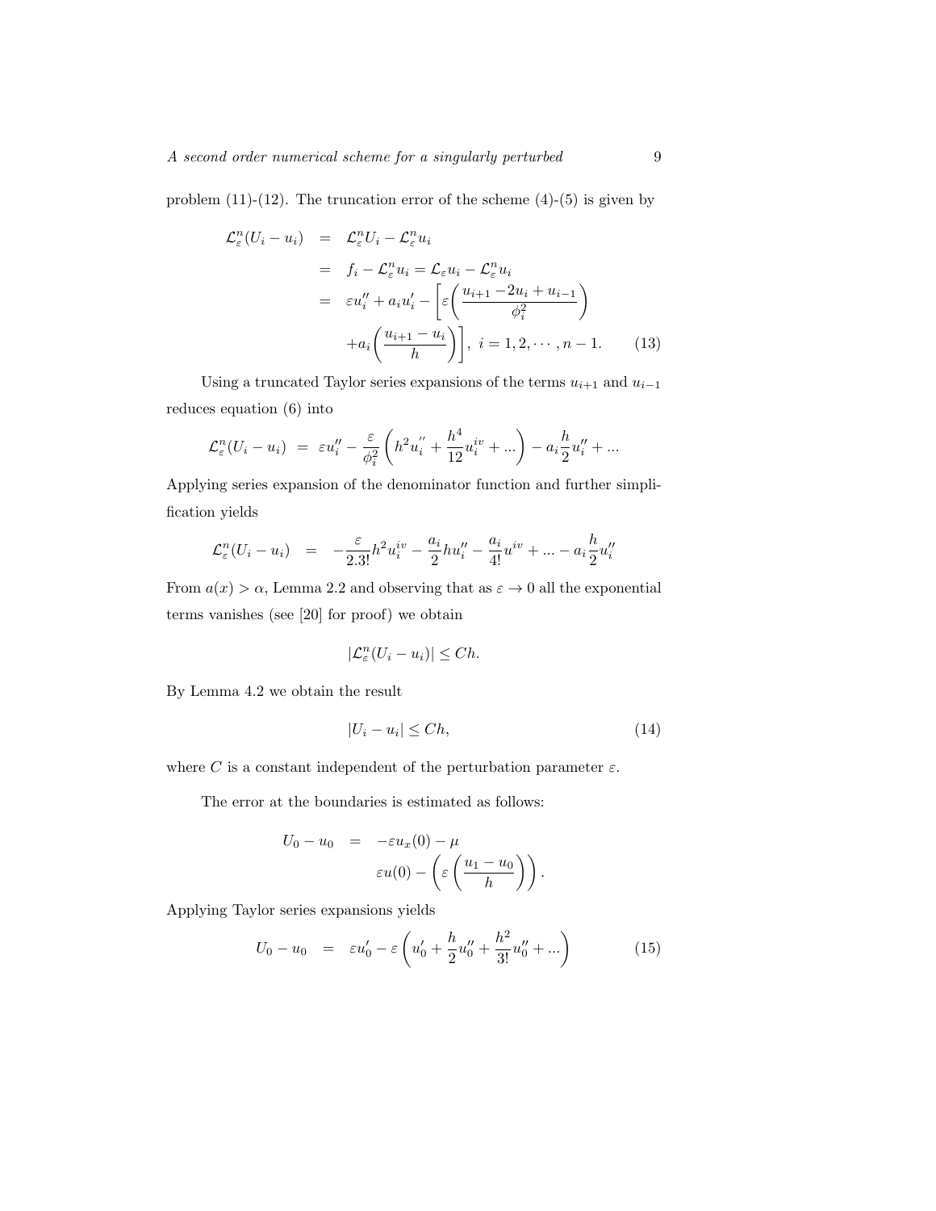problem (11)-(12). The truncation error of the scheme (4)-(5) is given by

$$
\begin{aligned}
\mathcal{L}_\varepsilon^n(U_i - u_i) &= \mathcal{L}_\varepsilon^n U_i - \mathcal{L}_\varepsilon^n u_i \\
&= f_i - \mathcal{L}_\varepsilon^n u_i = \mathcal{L}_\varepsilon u_i - \mathcal{L}_\varepsilon^n u_i \\
&= \varepsilon u_i'' + a_i u_i' - \left[ \varepsilon \left( \frac{u_{i+1} - 2u_i + u_{i-1}}{\phi_i^2} \right) \right. \\
&\quad \left. + a_i \left( \frac{u_{i+1} - u_i}{h} \right) \right], \ i = 1, 2, \cdots, n-1. \qquad (13)
\end{aligned}
$$

Using a truncated Taylor series expansions of the terms $u_{i+1}$ and $u_{i-1}$ reduces equation (6) into

$$
\mathcal{L}_\varepsilon^n(U_i - u_i) = \varepsilon u_i'' - \frac{\varepsilon}{\phi_i^2} \left( h^2 u_i^{''} + \frac{h^4}{12} u_i^{iv} + ... \right) - a_i \frac{h}{2} u_i'' + ...
$$

Applying series expansion of the denominator function and further simplification yields

$$
\mathcal{L}_\varepsilon^n(U_i - u_i) = -\frac{\varepsilon}{2.3!} h^2 u_i^{iv} - \frac{a_i}{2} h u_i'' - \frac{a_i}{4!} u^{iv} + ... - a_i \frac{h}{2} u_i''
$$

From $a(x) > \alpha$, Lemma 2.2 and observing that as $\varepsilon \to 0$ all the exponential terms vanishes (see [20] for proof) we obtain

$$
|\mathcal{L}_\varepsilon^n(U_i - u_i)| \leq Ch.
$$

By Lemma 4.2 we obtain the result

$$
|U_i - u_i| \leq Ch, \qquad (14)
$$

where $C$ is a constant independent of the perturbation parameter $\varepsilon$.

The error at the boundaries is estimated as follows:

$$
\begin{aligned}
U_0 - u_0 &= -\varepsilon u_x(0) - \mu \\
&\qquad \varepsilon u(0) - \left( \varepsilon \left( \frac{u_1 - u_0}{h} \right) \right).
\end{aligned}
$$

Applying Taylor series expansions yields

$$
U_0 - u_0 = \varepsilon u_0' - \varepsilon \left( u_0' + \frac{h}{2} u_0'' + \frac{h^2}{3!} u_0'' + ... \right) \qquad (15)
$$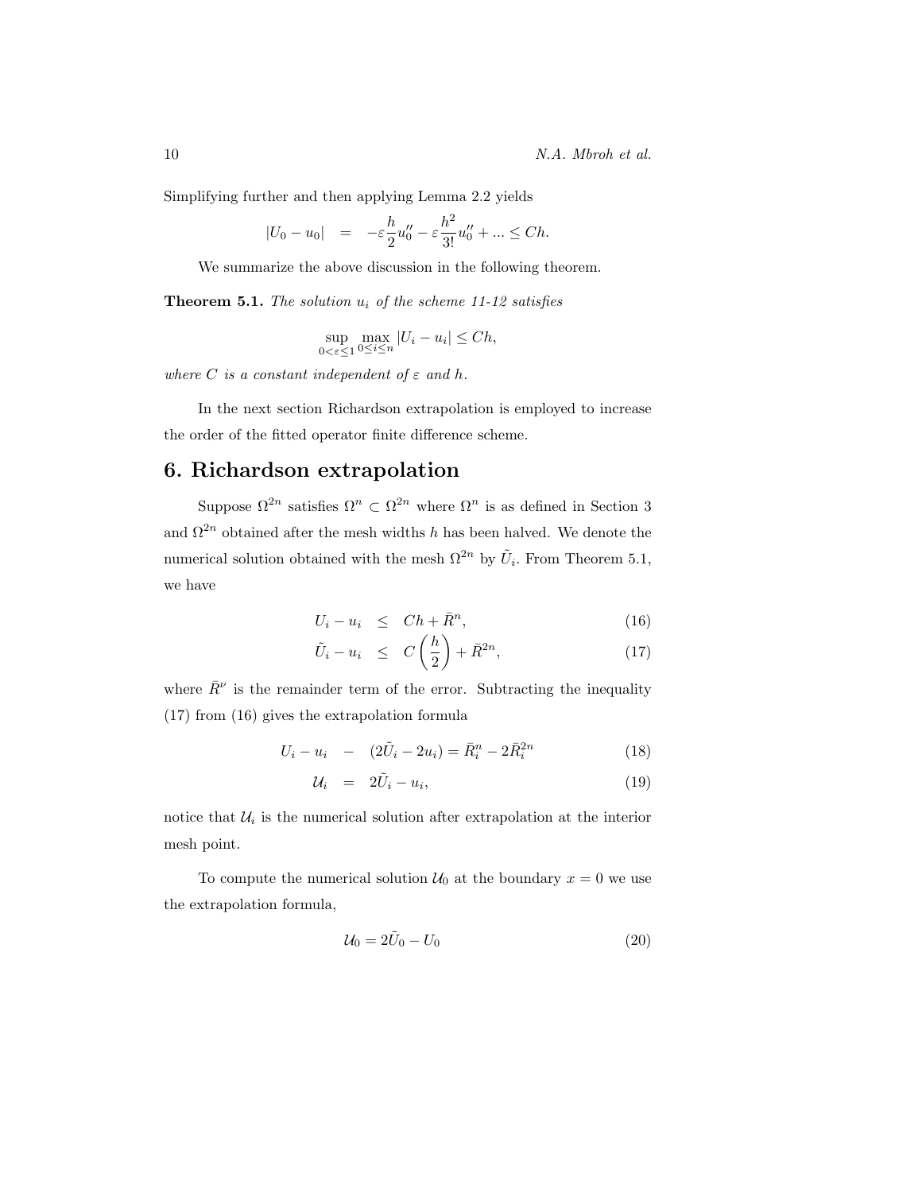Simplifying further and then applying Lemma 2.2 yields

$$|U_0 - u_0| \quad = \quad -\varepsilon \frac{h}{2} u_0'' - \varepsilon \frac{h^2}{3!} u_0'' + ... \leq Ch.$$

We summarize the above discussion in the following theorem.

**Theorem 5.1.** *The solution $u_i$ of the scheme 11-12 satisfies*

$$\sup_{0<\varepsilon\leq 1} \max_{0\leq i\leq n} |U_i - u_i| \leq Ch,$$

*where $C$ is a constant independent of $\varepsilon$ and $h$.*

In the next section Richardson extrapolation is employed to increase the order of the fitted operator finite difference scheme.

## 6. Richardson extrapolation

Suppose $\Omega^{2n}$ satisfies $\Omega^n \subset \Omega^{2n}$ where $\Omega^n$ is as defined in Section 3 and $\Omega^{2n}$ obtained after the mesh widths $h$ has been halved. We denote the numerical solution obtained with the mesh $\Omega^{2n}$ by $\tilde{U}_i$. From Theorem 5.1, we have

$$U_i - u_i \quad \leq \quad Ch + \bar{R}^n, \tag{16}$$

$$\tilde{U}_i - u_i \quad \leq \quad C\left(\frac{h}{2}\right) + \bar{R}^{2n}, \tag{17}$$

where $\bar{R}^\nu$ is the remainder term of the error. Subtracting the inequality (17) from (16) gives the extrapolation formula

$$U_i - u_i \quad - \quad (2\tilde{U}_i - 2u_i) = \bar{R}_i^n - 2\bar{R}_i^{2n} \tag{18}$$

$$\mathcal{U}_i \quad = \quad 2\tilde{U}_i - u_i, \tag{19}$$

notice that $\mathcal{U}_i$ is the numerical solution after extrapolation at the interior mesh point.

To compute the numerical solution $\mathcal{U}_0$ at the boundary $x = 0$ we use the extrapolation formula,

$$\mathcal{U}_0 = 2\tilde{U}_0 - U_0 \tag{20}$$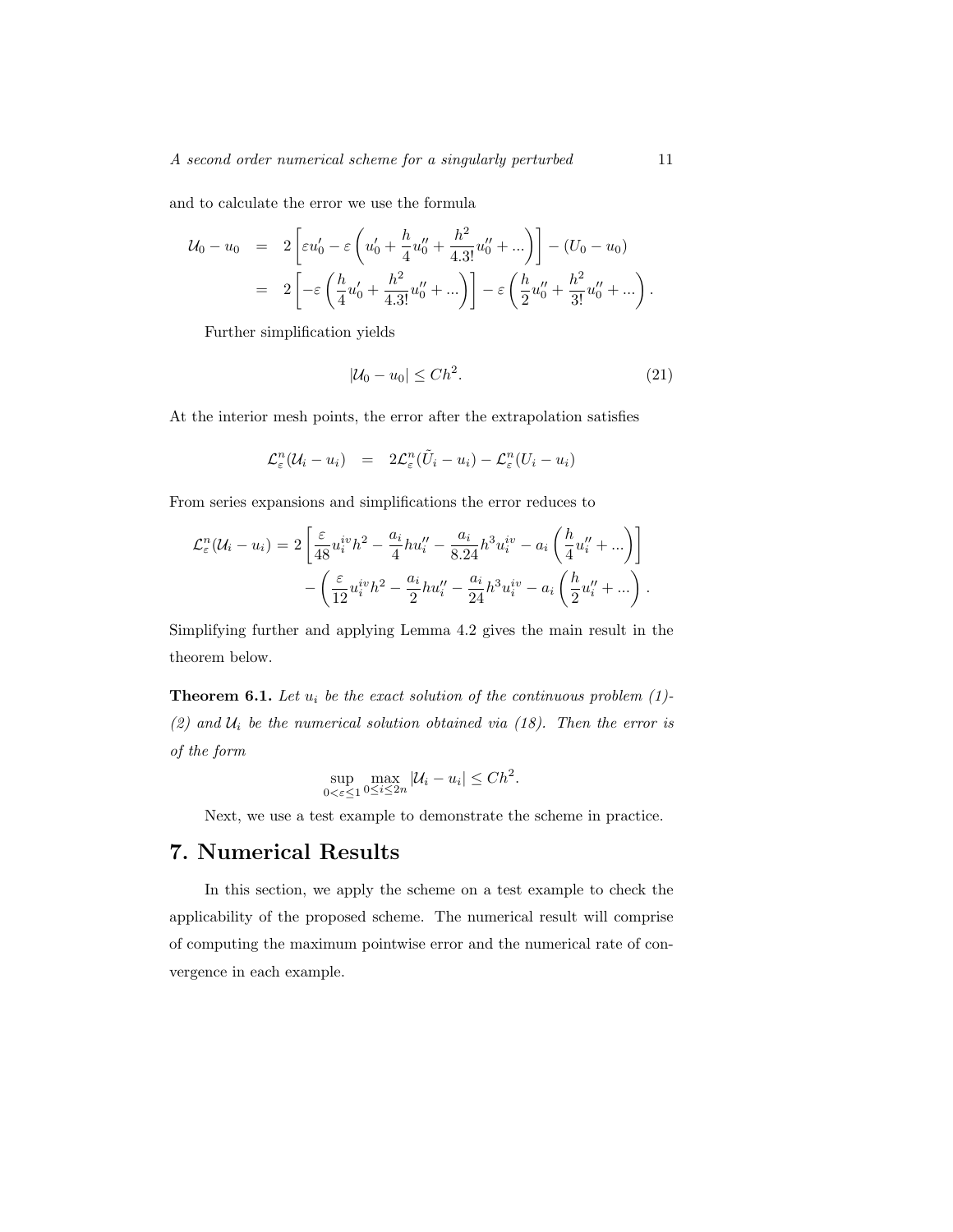and to calculate the error we use the formula

$$
\begin{aligned}
\mathcal{U}_0 - u_0 &= 2\left[\varepsilon u_0' - \varepsilon\left(u_0' + \frac{h}{4}u_0'' + \frac{h^2}{4.3!}u_0'' + ...\right)\right] - (U_0 - u_0) \\
&= 2\left[-\varepsilon\left(\frac{h}{4}u_0' + \frac{h^2}{4.3!}u_0'' + ...\right)\right] - \varepsilon\left(\frac{h}{2}u_0'' + \frac{h^2}{3!}u_0'' + ...\right).
\end{aligned}
$$

Further simplification yields

$$
|\mathcal{U}_0 - u_0| \leq Ch^2. \tag{21}
$$

At the interior mesh points, the error after the extrapolation satisfies

$$
\mathcal{L}_\varepsilon^n(\mathcal{U}_i - u_i) \quad = \quad 2\mathcal{L}_\varepsilon^n(\tilde{U}_i - u_i) - \mathcal{L}_\varepsilon^n(U_i - u_i)
$$

From series expansions and simplifications the error reduces to

$$
\begin{aligned}
\mathcal{L}_\varepsilon^n(\mathcal{U}_i - u_i) = 2&\left[\frac{\varepsilon}{48}u_i^{iv}h^2 - \frac{a_i}{4}hu_i'' - \frac{a_i}{8.24}h^3u_i^{iv} - a_i\left(\frac{h}{4}u_i'' + ...\right)\right] \\
&- \left(\frac{\varepsilon}{12}u_i^{iv}h^2 - \frac{a_i}{2}hu_i'' - \frac{a_i}{24}h^3u_i^{iv} - a_i\left(\frac{h}{2}u_i'' + ...\right)\right).
\end{aligned}
$$

Simplifying further and applying Lemma 4.2 gives the main result in the theorem below.

**Theorem 6.1.** *Let $u_i$ be the exact solution of the continuous problem (1)-(2) and $\mathcal{U}_i$ be the numerical solution obtained via (18). Then the error is of the form*

$$
\sup_{0<\varepsilon\leq 1}\max_{0\leq i\leq 2n}|\mathcal{U}_i - u_i| \leq Ch^2.
$$

Next, we use a test example to demonstrate the scheme in practice.

# 7. Numerical Results

In this section, we apply the scheme on a test example to check the applicability of the proposed scheme. The numerical result will comprise of computing the maximum pointwise error and the numerical rate of convergence in each example.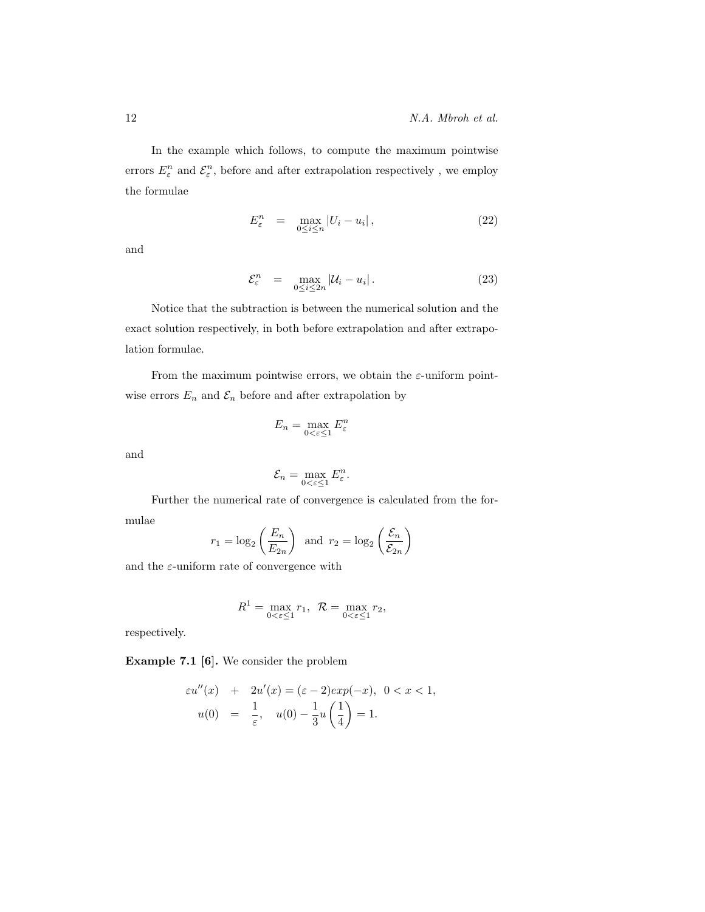In the example which follows, to compute the maximum pointwise errors $E_\varepsilon^n$ and $\mathcal{E}_\varepsilon^n$, before and after extrapolation respectively , we employ the formulae

$$E_\varepsilon^n \quad = \quad \max_{0 \leq i \leq n} |U_i - u_i|, \tag{22}$$

and

$$\mathcal{E}_\varepsilon^n \quad = \quad \max_{0 \leq i \leq 2n} |\mathcal{U}_i - u_i|. \tag{23}$$

Notice that the subtraction is between the numerical solution and the exact solution respectively, in both before extrapolation and after extrapolation formulae.

From the maximum pointwise errors, we obtain the $\varepsilon$-uniform pointwise errors $E_n$ and $\mathcal{E}_n$ before and after extrapolation by

$$E_n = \max_{0 < \varepsilon \leq 1} E_\varepsilon^n$$

and

$$\mathcal{E}_n = \max_{0 < \varepsilon \leq 1} E_\varepsilon^n.$$

Further the numerical rate of convergence is calculated from the formulae

$$r_1 = \log_2\left(\frac{E_n}{E_{2n}}\right) \text{ and } r_2 = \log_2\left(\frac{\mathcal{E}_n}{\mathcal{E}_{2n}}\right)$$

and the $\varepsilon$-uniform rate of convergence with

$$R^1 = \max_{0 < \varepsilon \leq 1} r_1, \;\; \mathcal{R} = \max_{0 < \varepsilon \leq 1} r_2,$$

respectively.

**Example 7.1 [6].** We consider the problem

$$\begin{aligned}
\varepsilon u''(x) \quad &+ \quad 2u'(x) = (\varepsilon - 2)exp(-x), \;\; 0 < x < 1, \\
u(0) \quad &= \quad \frac{1}{\varepsilon}, \quad u(0) - \frac{1}{3}u\left(\frac{1}{4}\right) = 1.
\end{aligned}$$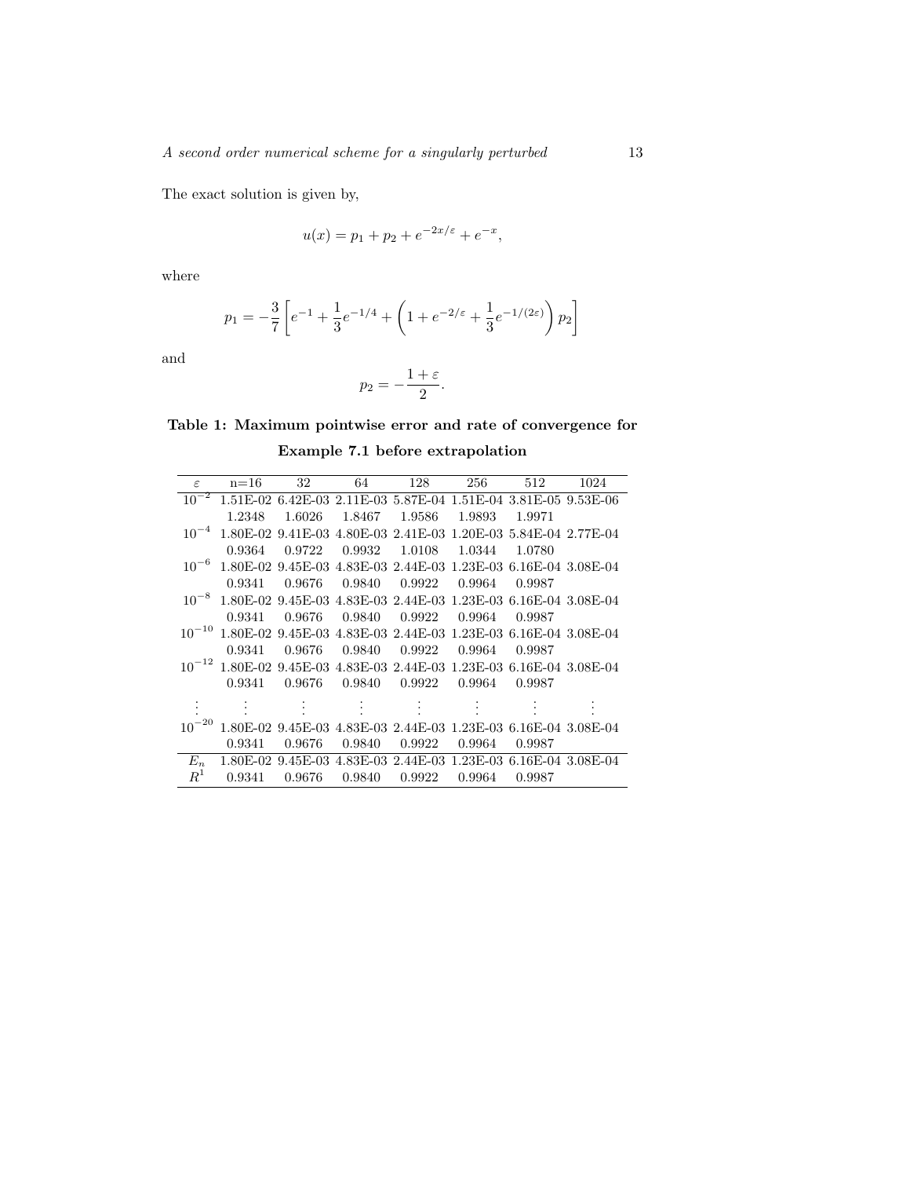The exact solution is given by,

$$u(x) = p_1 + p_2 + e^{-2x/\varepsilon} + e^{-x},$$

where

$$p_1 = -\frac{3}{7}\left[e^{-1} + \frac{1}{3}e^{-1/4} + \left(1 + e^{-2/\varepsilon} + \frac{1}{3}e^{-1/(2\varepsilon)}\right)p_2\right]$$

and

$$p_2 = -\frac{1+\varepsilon}{2}.$$

**Table 1: Maximum pointwise error and rate of convergence for Example 7.1 before extrapolation**

| $\varepsilon$ | n=16 | 32 | 64 | 128 | 256 | 512 | 1024 |
|---|---|---|---|---|---|---|---|
| $10^{-2}$ | 1.51E-02 | 6.42E-03 | 2.11E-03 | 5.87E-04 | 1.51E-04 | 3.81E-05 | 9.53E-06 |
| | 1.2348 | 1.6026 | 1.8467 | 1.9586 | 1.9893 | 1.9971 | |
| $10^{-4}$ | 1.80E-02 | 9.41E-03 | 4.80E-03 | 2.41E-03 | 1.20E-03 | 5.84E-04 | 2.77E-04 |
| | 0.9364 | 0.9722 | 0.9932 | 1.0108 | 1.0344 | 1.0780 | |
| $10^{-6}$ | 1.80E-02 | 9.45E-03 | 4.83E-03 | 2.44E-03 | 1.23E-03 | 6.16E-04 | 3.08E-04 |
| | 0.9341 | 0.9676 | 0.9840 | 0.9922 | 0.9964 | 0.9987 | |
| $10^{-8}$ | 1.80E-02 | 9.45E-03 | 4.83E-03 | 2.44E-03 | 1.23E-03 | 6.16E-04 | 3.08E-04 |
| | 0.9341 | 0.9676 | 0.9840 | 0.9922 | 0.9964 | 0.9987 | |
| $10^{-10}$ | 1.80E-02 | 9.45E-03 | 4.83E-03 | 2.44E-03 | 1.23E-03 | 6.16E-04 | 3.08E-04 |
| | 0.9341 | 0.9676 | 0.9840 | 0.9922 | 0.9964 | 0.9987 | |
| $10^{-12}$ | 1.80E-02 | 9.45E-03 | 4.83E-03 | 2.44E-03 | 1.23E-03 | 6.16E-04 | 3.08E-04 |
| | 0.9341 | 0.9676 | 0.9840 | 0.9922 | 0.9964 | 0.9987 | |
| $\vdots$ | $\vdots$ | $\vdots$ | $\vdots$ | $\vdots$ | $\vdots$ | $\vdots$ | $\vdots$ |
| $10^{-20}$ | 1.80E-02 | 9.45E-03 | 4.83E-03 | 2.44E-03 | 1.23E-03 | 6.16E-04 | 3.08E-04 |
| | 0.9341 | 0.9676 | 0.9840 | 0.9922 | 0.9964 | 0.9987 | |
| $E_n$ | 1.80E-02 | 9.45E-03 | 4.83E-03 | 2.44E-03 | 1.23E-03 | 6.16E-04 | 3.08E-04 |
| $R^1$ | 0.9341 | 0.9676 | 0.9840 | 0.9922 | 0.9964 | 0.9987 | |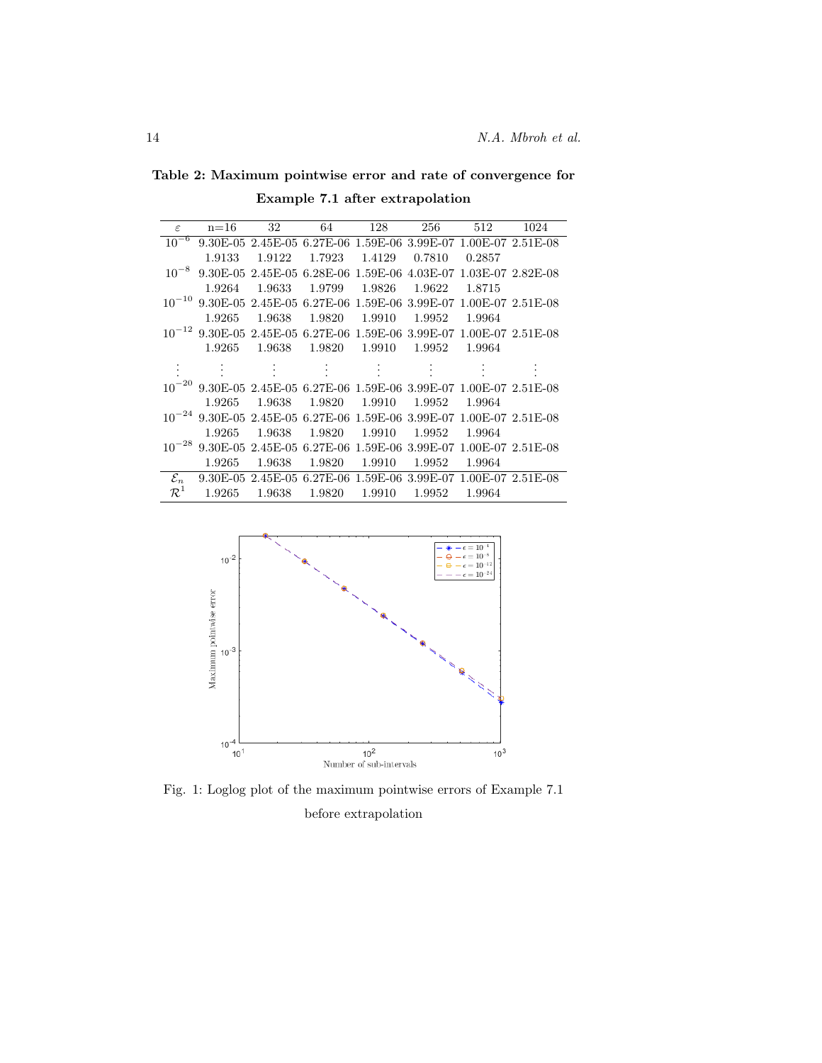**Table 2: Maximum pointwise error and rate of convergence for Example 7.1 after extrapolation**

| $\varepsilon$ | n=16 | 32 | 64 | 128 | 256 | 512 | 1024 |
|---|---|---|---|---|---|---|---|
| $10^{-6}$ | 9.30E-05 | 2.45E-05 | 6.27E-06 | 1.59E-06 | 3.99E-07 | 1.00E-07 | 2.51E-08 |
| | 1.9133 | 1.9122 | 1.7923 | 1.4129 | 0.7810 | 0.2857 | |
| $10^{-8}$ | 9.30E-05 | 2.45E-05 | 6.28E-06 | 1.59E-06 | 4.03E-07 | 1.03E-07 | 2.82E-08 |
| | 1.9264 | 1.9633 | 1.9799 | 1.9826 | 1.9622 | 1.8715 | |
| $10^{-10}$ | 9.30E-05 | 2.45E-05 | 6.27E-06 | 1.59E-06 | 3.99E-07 | 1.00E-07 | 2.51E-08 |
| | 1.9265 | 1.9638 | 1.9820 | 1.9910 | 1.9952 | 1.9964 | |
| $10^{-12}$ | 9.30E-05 | 2.45E-05 | 6.27E-06 | 1.59E-06 | 3.99E-07 | 1.00E-07 | 2.51E-08 |
| | 1.9265 | 1.9638 | 1.9820 | 1.9910 | 1.9952 | 1.9964 | |
| $\vdots$ | $\vdots$ | $\vdots$ | $\vdots$ | $\vdots$ | $\vdots$ | $\vdots$ | $\vdots$ |
| $10^{-20}$ | 9.30E-05 | 2.45E-05 | 6.27E-06 | 1.59E-06 | 3.99E-07 | 1.00E-07 | 2.51E-08 |
| | 1.9265 | 1.9638 | 1.9820 | 1.9910 | 1.9952 | 1.9964 | |
| $10^{-24}$ | 9.30E-05 | 2.45E-05 | 6.27E-06 | 1.59E-06 | 3.99E-07 | 1.00E-07 | 2.51E-08 |
| | 1.9265 | 1.9638 | 1.9820 | 1.9910 | 1.9952 | 1.9964 | |
| $10^{-28}$ | 9.30E-05 | 2.45E-05 | 6.27E-06 | 1.59E-06 | 3.99E-07 | 1.00E-07 | 2.51E-08 |
| | 1.9265 | 1.9638 | 1.9820 | 1.9910 | 1.9952 | 1.9964 | |
| $\mathcal{E}_n$ | 9.30E-05 | 2.45E-05 | 6.27E-06 | 1.59E-06 | 3.99E-07 | 1.00E-07 | 2.51E-08 |
| $\mathcal{R}^1$ | 1.9265 | 1.9638 | 1.9820 | 1.9910 | 1.9952 | 1.9964 | |

Maximum pointwise error

Number of sub-intervals

$\epsilon = 10^{-4}$

$\epsilon = 10^{-8}$

$\epsilon = 10^{-12}$

$\epsilon = 10^{-24}$

Fig. 1: Loglog plot of the maximum pointwise errors of Example 7.1 before extrapolation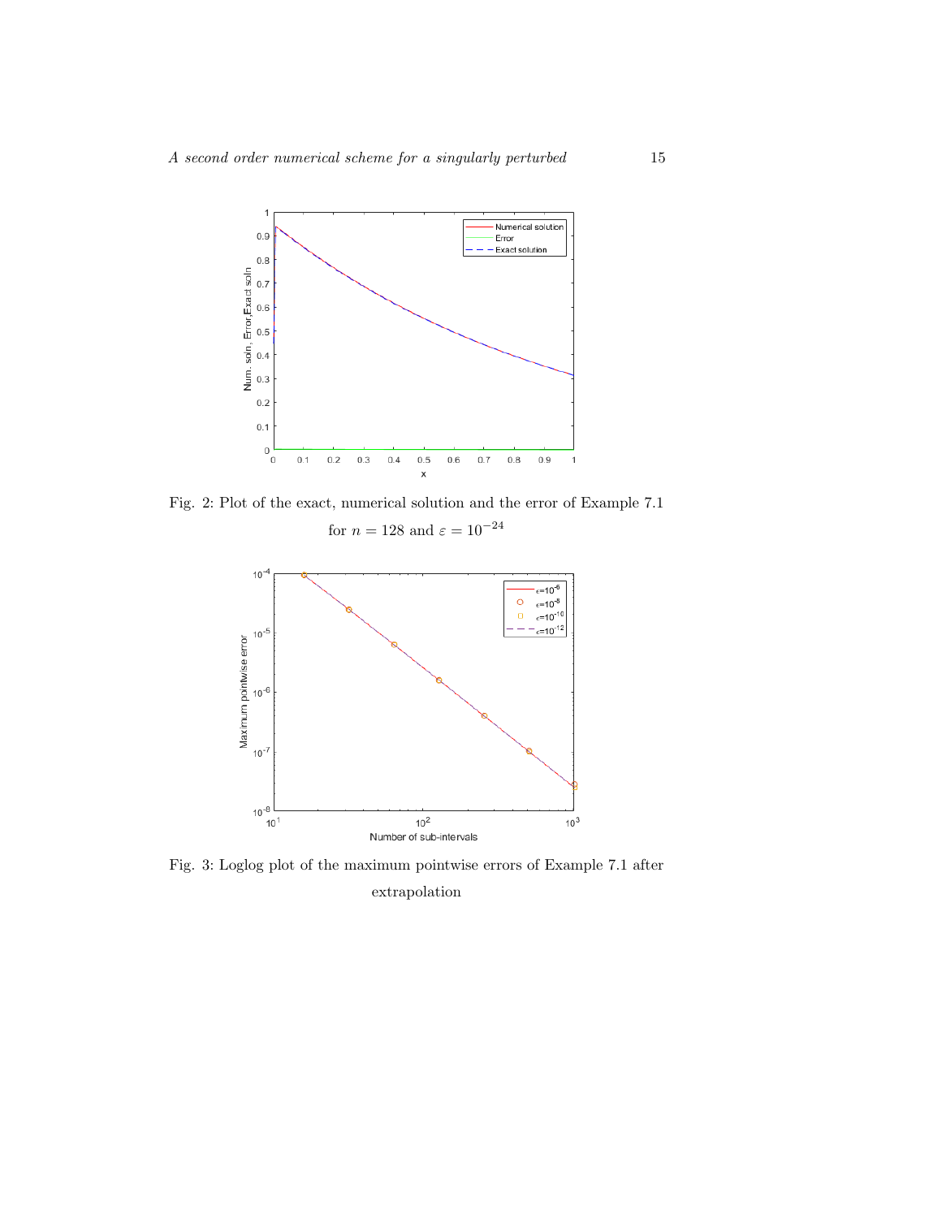Numerical solution
Error
Exact solution

Num. soln, Error,Exact soln

x

0
0.1
0.2
0.3
0.4
0.5
0.6
0.7
0.8
0.9
1

Fig. 2: Plot of the exact, numerical solution and the error of Example 7.1 for $n = 128$ and $\varepsilon = 10^{-24}$

$\varepsilon=10^{-6}$
$\varepsilon=10^{-8}$
$\varepsilon=10^{-10}$
$\varepsilon=10^{-12}$

Maximum pointwise error

Number of sub-intervals

$10^{-4}$
$10^{-5}$
$10^{-6}$
$10^{-7}$
$10^{-8}$

$10^{1}$
$10^{2}$
$10^{3}$

Fig. 3: Loglog plot of the maximum pointwise errors of Example 7.1 after extrapolation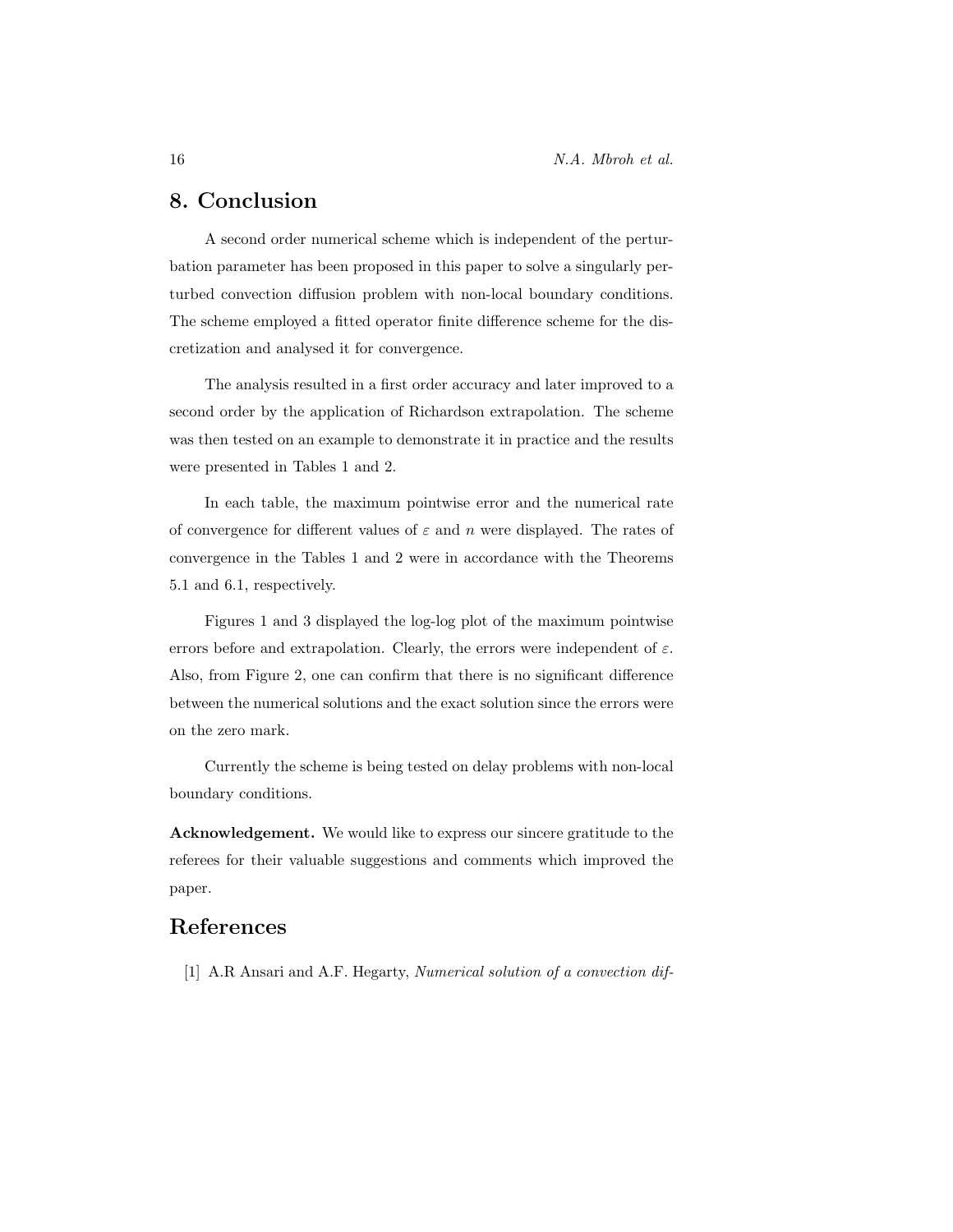## 8. Conclusion

A second order numerical scheme which is independent of the perturbation parameter has been proposed in this paper to solve a singularly perturbed convection diffusion problem with non-local boundary conditions. The scheme employed a fitted operator finite difference scheme for the discretization and analysed it for convergence.

The analysis resulted in a first order accuracy and later improved to a second order by the application of Richardson extrapolation. The scheme was then tested on an example to demonstrate it in practice and the results were presented in Tables 1 and 2.

In each table, the maximum pointwise error and the numerical rate of convergence for different values of $\varepsilon$ and $n$ were displayed. The rates of convergence in the Tables 1 and 2 were in accordance with the Theorems 5.1 and 6.1, respectively.

Figures 1 and 3 displayed the log-log plot of the maximum pointwise errors before and extrapolation. Clearly, the errors were independent of $\varepsilon$. Also, from Figure 2, one can confirm that there is no significant difference between the numerical solutions and the exact solution since the errors were on the zero mark.

Currently the scheme is being tested on delay problems with non-local boundary conditions.

**Acknowledgement.** We would like to express our sincere gratitude to the referees for their valuable suggestions and comments which improved the paper.

## References

[1] A.R Ansari and A.F. Hegarty, *Numerical solution of a convection dif-*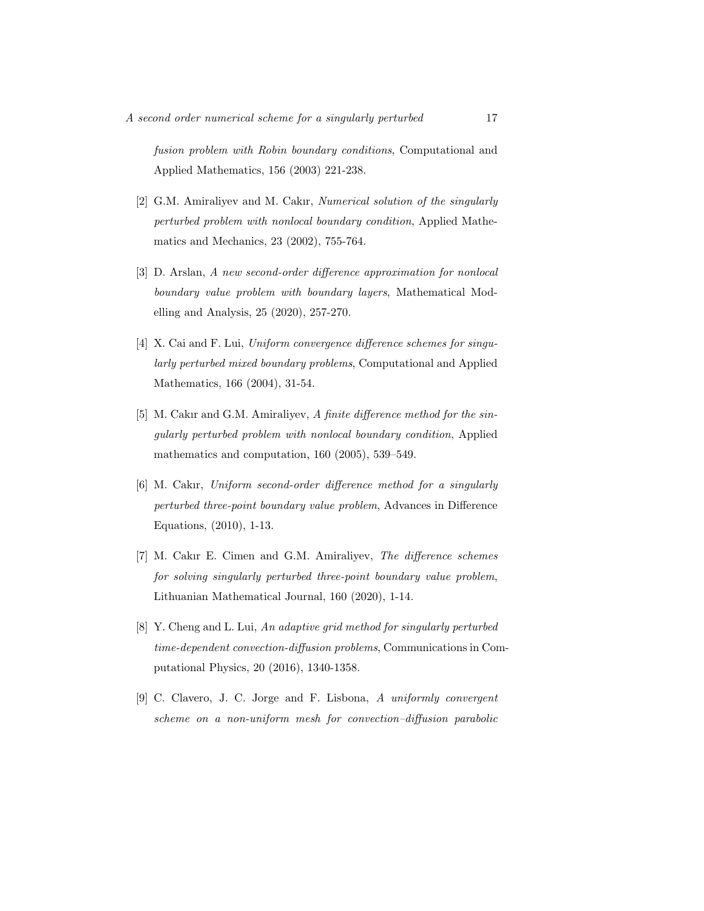*fusion problem with Robin boundary conditions*, Computational and Applied Mathematics, 156 (2003) 221-238.

[2] G.M. Amiraliyev and M. Cakır, *Numerical solution of the singularly perturbed problem with nonlocal boundary condition*, Applied Mathematics and Mechanics, 23 (2002), 755-764.

[3] D. Arslan, *A new second-order difference approximation for nonlocal boundary value problem with boundary layers*, Mathematical Modelling and Analysis, 25 (2020), 257-270.

[4] X. Cai and F. Lui, *Uniform convergence difference schemes for singularly perturbed mixed boundary problems*, Computational and Applied Mathematics, 166 (2004), 31-54.

[5] M. Cakır and G.M. Amiraliyev, *A finite difference method for the singularly perturbed problem with nonlocal boundary condition*, Applied mathematics and computation, 160 (2005), 539–549.

[6] M. Cakır, *Uniform second-order difference method for a singularly perturbed three-point boundary value problem*, Advances in Difference Equations, (2010), 1-13.

[7] M. Cakır E. Cimen and G.M. Amiraliyev, *The difference schemes for solving singularly perturbed three-point boundary value problem*, Lithuanian Mathematical Journal, 160 (2020), 1-14.

[8] Y. Cheng and L. Lui, *An adaptive grid method for singularly perturbed time-dependent convection-diffusion problems*, Communications in Computational Physics, 20 (2016), 1340-1358.

[9] C. Clavero, J. C. Jorge and F. Lisbona, *A uniformly convergent scheme on a non-uniform mesh for convection–diffusion parabolic*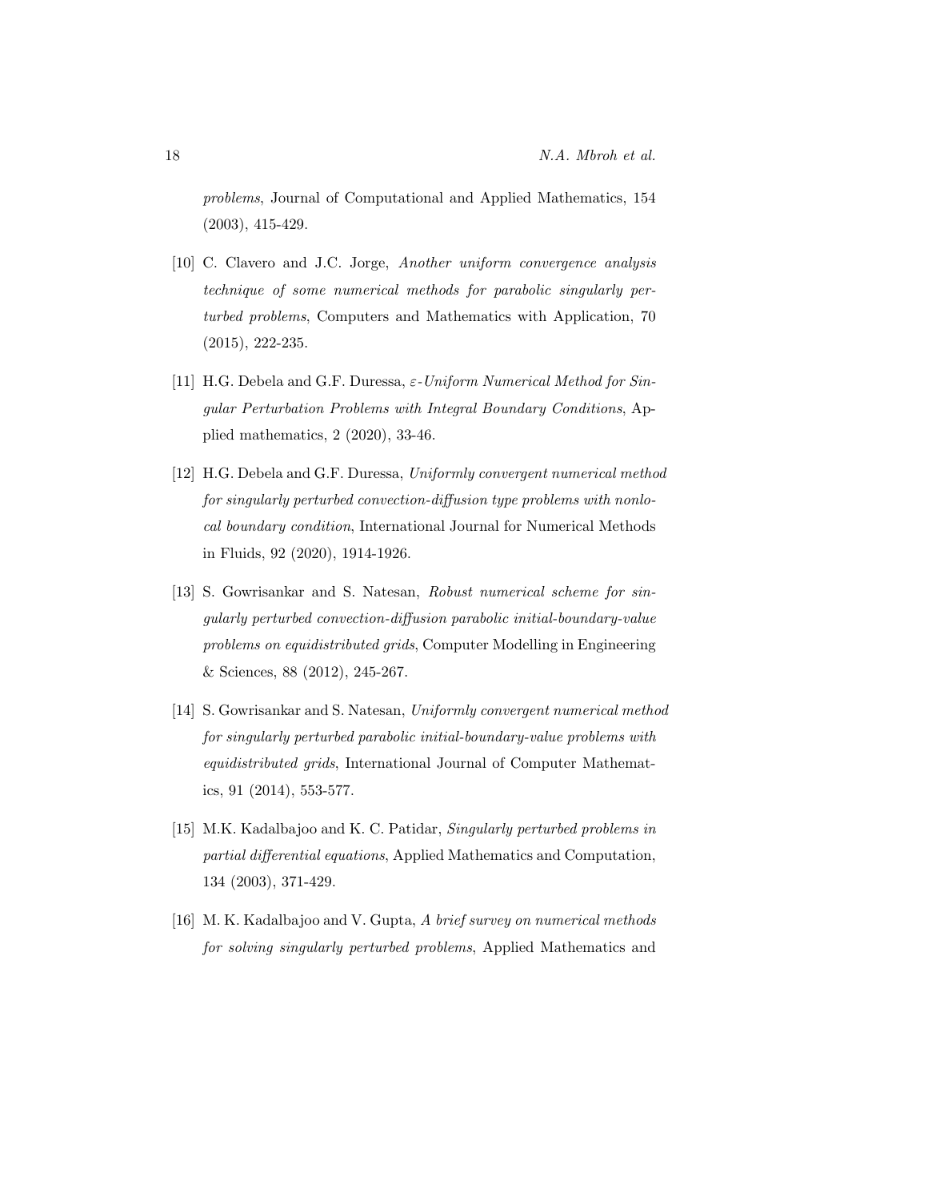*problems*, Journal of Computational and Applied Mathematics, 154 (2003), 415-429.

[10] C. Clavero and J.C. Jorge, *Another uniform convergence analysis technique of some numerical methods for parabolic singularly perturbed problems*, Computers and Mathematics with Application, 70 (2015), 222-235.

[11] H.G. Debela and G.F. Duressa, *$\varepsilon$-Uniform Numerical Method for Singular Perturbation Problems with Integral Boundary Conditions*, Applied mathematics, 2 (2020), 33-46.

[12] H.G. Debela and G.F. Duressa, *Uniformly convergent numerical method for singularly perturbed convection-diffusion type problems with nonlocal boundary condition*, International Journal for Numerical Methods in Fluids, 92 (2020), 1914-1926.

[13] S. Gowrisankar and S. Natesan, *Robust numerical scheme for singularly perturbed convection-diffusion parabolic initial-boundary-value problems on equidistributed grids*, Computer Modelling in Engineering & Sciences, 88 (2012), 245-267.

[14] S. Gowrisankar and S. Natesan, *Uniformly convergent numerical method for singularly perturbed parabolic initial-boundary-value problems with equidistributed grids*, International Journal of Computer Mathematics, 91 (2014), 553-577.

[15] M.K. Kadalbajoo and K. C. Patidar, *Singularly perturbed problems in partial differential equations*, Applied Mathematics and Computation, 134 (2003), 371-429.

[16] M. K. Kadalbajoo and V. Gupta, *A brief survey on numerical methods for solving singularly perturbed problems*, Applied Mathematics and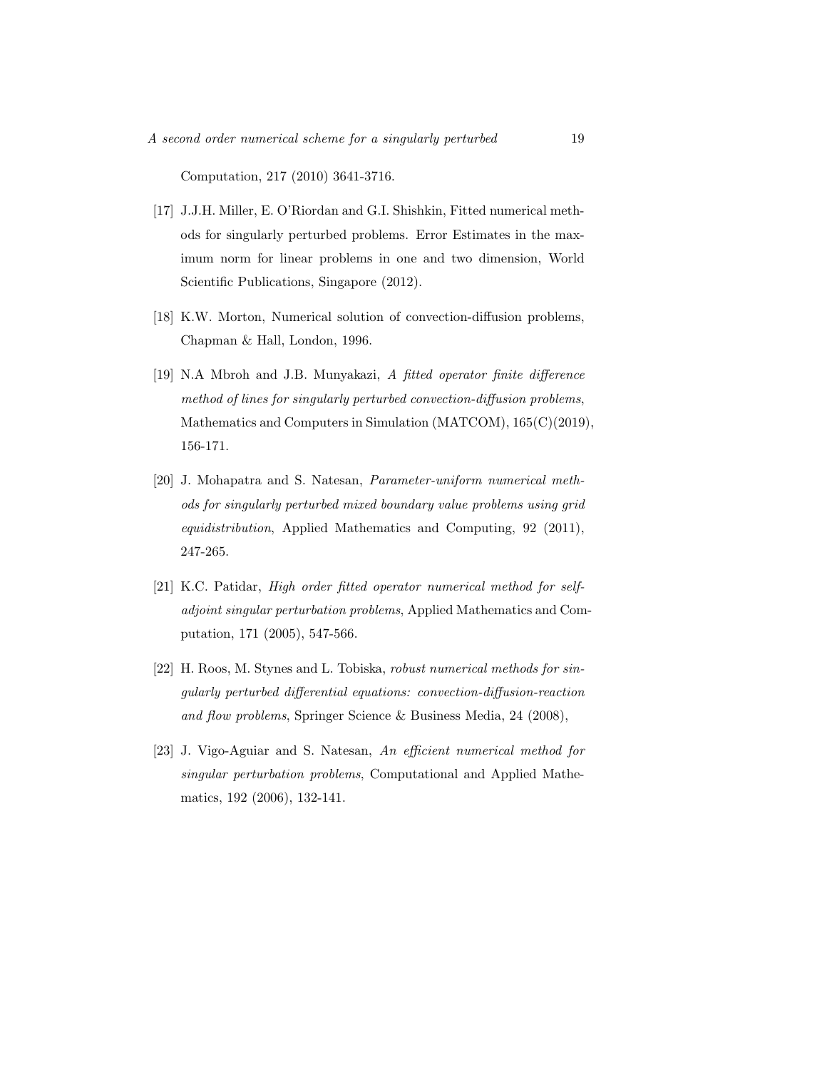Computation, 217 (2010) 3641-3716.

[17] J.J.H. Miller, E. O'Riordan and G.I. Shishkin, Fitted numerical methods for singularly perturbed problems. Error Estimates in the maximum norm for linear problems in one and two dimension, World Scientific Publications, Singapore (2012).

[18] K.W. Morton, Numerical solution of convection-diffusion problems, Chapman & Hall, London, 1996.

[19] N.A Mbroh and J.B. Munyakazi, *A fitted operator finite difference method of lines for singularly perturbed convection-diffusion problems*, Mathematics and Computers in Simulation (MATCOM), 165(C)(2019), 156-171.

[20] J. Mohapatra and S. Natesan, *Parameter-uniform numerical methods for singularly perturbed mixed boundary value problems using grid equidistribution*, Applied Mathematics and Computing, 92 (2011), 247-265.

[21] K.C. Patidar, *High order fitted operator numerical method for self-adjoint singular perturbation problems*, Applied Mathematics and Computation, 171 (2005), 547-566.

[22] H. Roos, M. Stynes and L. Tobiska, *robust numerical methods for singularly perturbed differential equations: convection-diffusion-reaction and flow problems*, Springer Science & Business Media, 24 (2008),

[23] J. Vigo-Aguiar and S. Natesan, *An efficient numerical method for singular perturbation problems*, Computational and Applied Mathematics, 192 (2006), 132-141.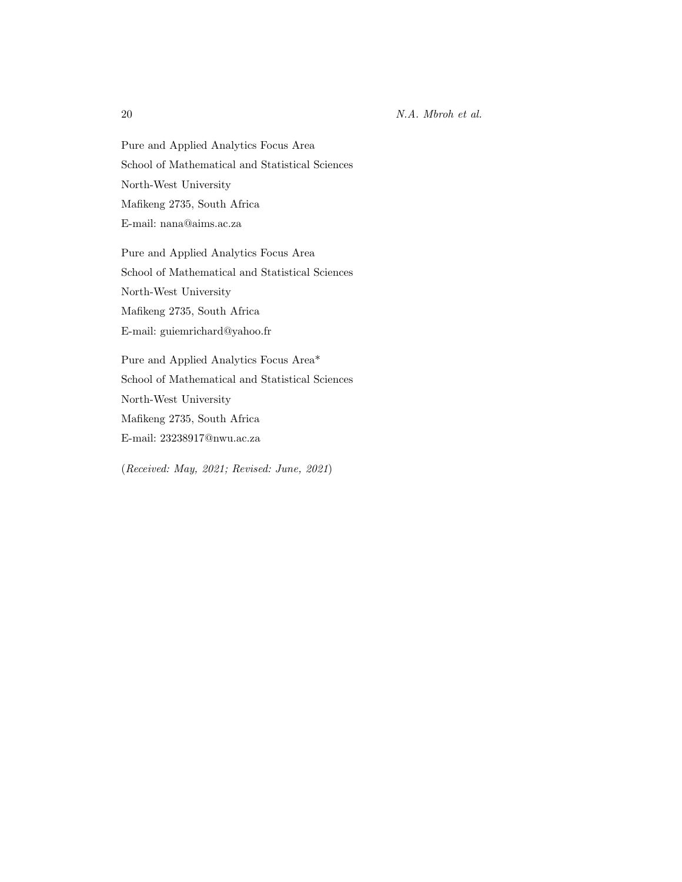Pure and Applied Analytics Focus Area
School of Mathematical and Statistical Sciences
North-West University
Mafikeng 2735, South Africa
E-mail: nana@aims.ac.za

Pure and Applied Analytics Focus Area
School of Mathematical and Statistical Sciences
North-West University
Mafikeng 2735, South Africa
E-mail: guiemrichard@yahoo.fr

Pure and Applied Analytics Focus Area*
School of Mathematical and Statistical Sciences
North-West University
Mafikeng 2735, South Africa
E-mail: 23238917@nwu.ac.za

(*Received: May, 2021; Revised: June, 2021*)